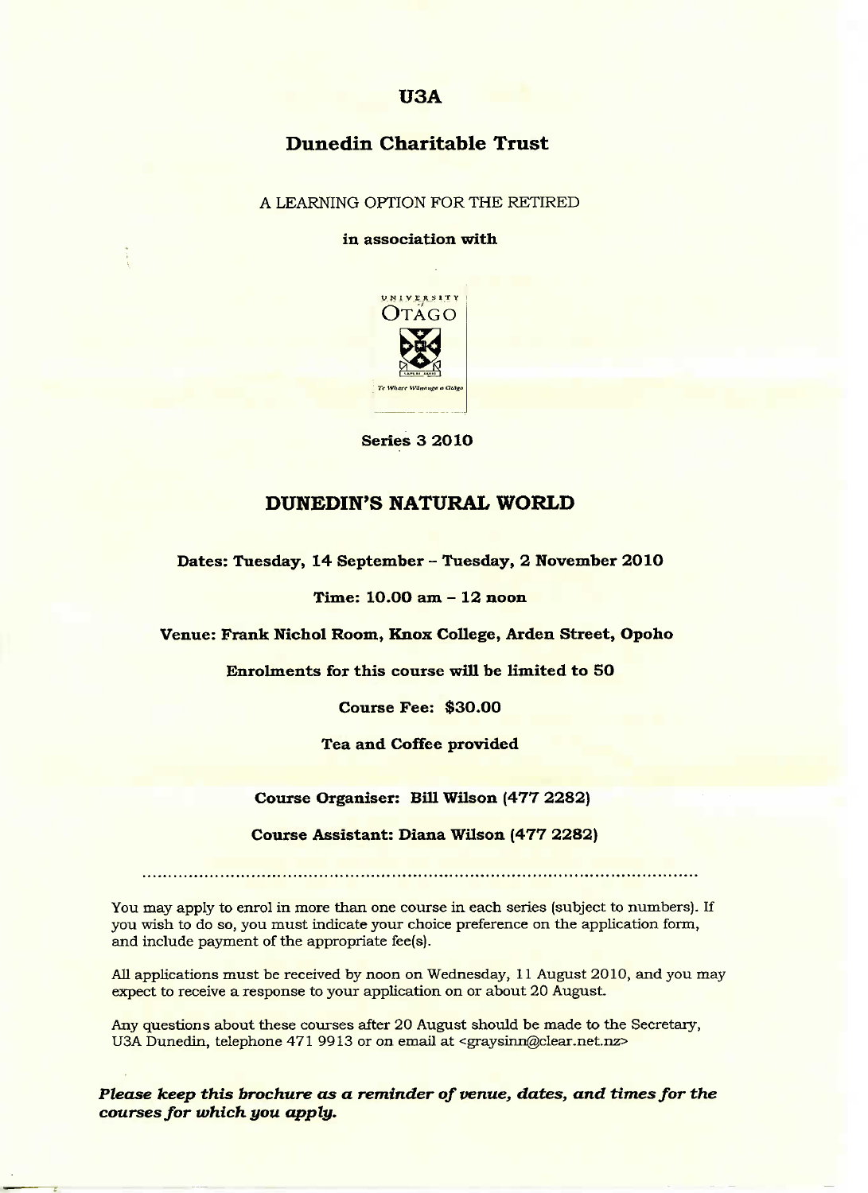# U3A

## Dunedin Charitable Trust

A LEARNING OPTION FOR THE RETIRED

**in association with**

UNIVERSITY of OTAGO

Te Whare Wānanga o Otāgo

**Series 3 2010**

## DUNEDIN'S NATURAL WORLD

**Dates: Tuesday, 14 September – Tuesday, 2 November 2010**

**Time: 10.00 am – 12 noon**

**Venue: Frank Nichol Room, Knox College, Arden Street, Opoho**

**Enrolments for this course will be limited to 50**

**Course Fee: $30.00**

**Tea and Coffee provided**

**Course Organiser: Bill Wilson (477 2282)**

**Course Assistant: Diana Wilson (477 2282)**

---

You may apply to enrol in more than one course in each series (subject to numbers). If you wish to do so, you must indicate your choice preference on the application form, and include payment of the appropriate fee(s).

All applications must be received by noon on Wednesday, 11 August 2010, and you may expect to receive a response to your application on or about 20 August.

Any questions about these courses after 20 August should be made to the Secretary, U3A Dunedin, telephone 471 9913 or on email at <graysinn@clear.net.nz>

***Please keep this brochure as a reminder of venue, dates, and times for the courses for which you apply.***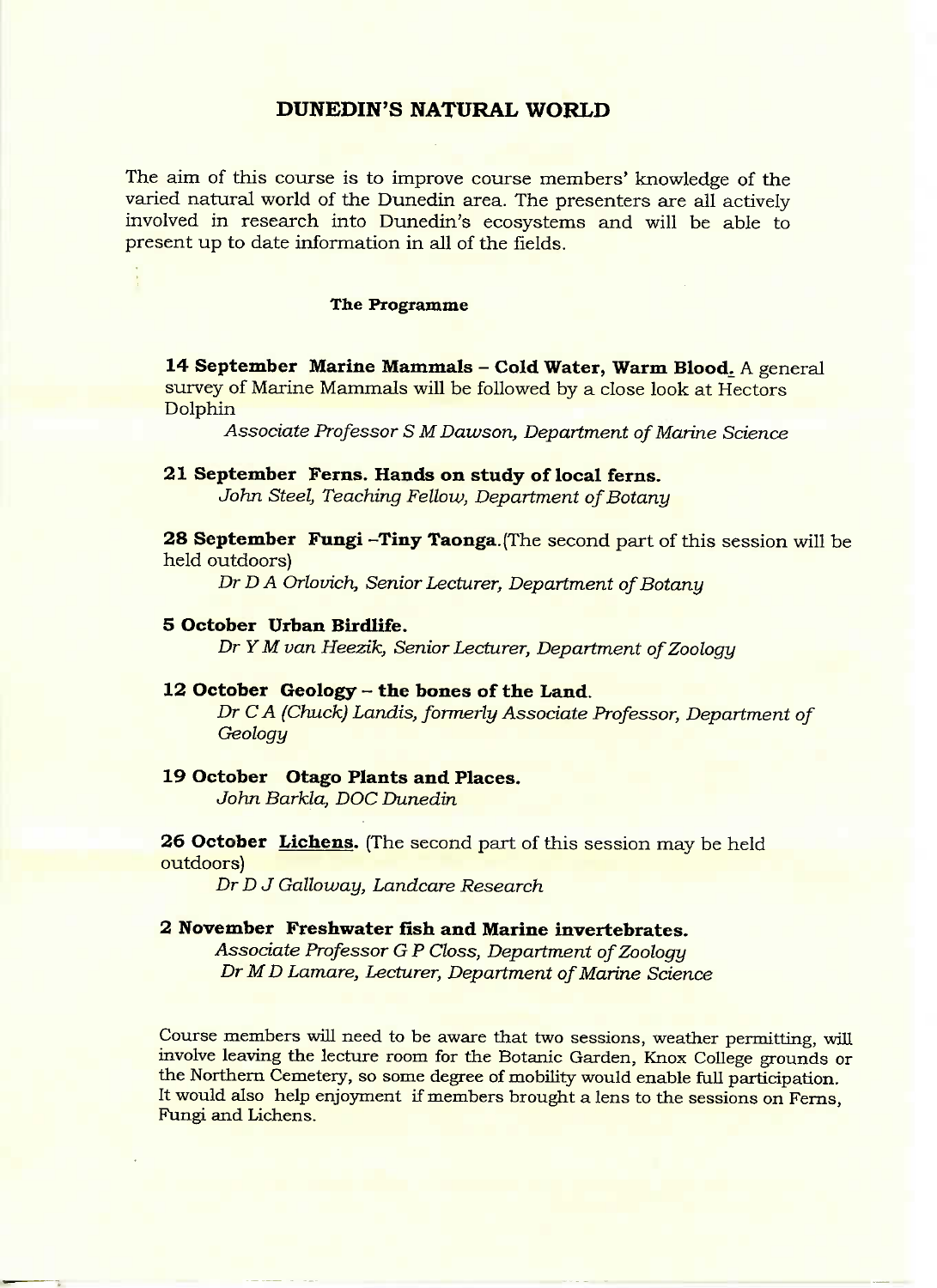# DUNEDIN'S NATURAL WORLD

The aim of this course is to improve course members' knowledge of the varied natural world of the Dunedin area. The presenters are all actively involved in research into Dunedin's ecosystems and will be able to present up to date information in all of the fields.

### The Programme

**14 September Marine Mammals – Cold Water, Warm Blood.** A general survey of Marine Mammals will be followed by a close look at Hectors Dolphin

*Associate Professor S M Dawson, Department of Marine Science*

**21 September Ferns. Hands on study of local ferns.**

*John Steel, Teaching Fellow, Department of Botany*

**28 September Fungi –Tiny Taonga.**(The second part of this session will be held outdoors)

*Dr D A Orlovich, Senior Lecturer, Department of Botany*

**5 October Urban Birdlife.**

*Dr Y M van Heezik, Senior Lecturer, Department of Zoology*

**12 October Geology – the bones of the Land.**

*Dr C A (Chuck) Landis, formerly Associate Professor, Department of Geology*

**19 October Otago Plants and Places.**

*John Barkla, DOC Dunedin*

**26 October Lichens.** (The second part of this session may be held outdoors)

*Dr D J Galloway, Landcare Research*

**2 November Freshwater fish and Marine invertebrates.**

*Associate Professor G P Closs, Department of Zoology*

*Dr M D Lamare, Lecturer, Department of Marine Science*

Course members will need to be aware that two sessions, weather permitting, will involve leaving the lecture room for the Botanic Garden, Knox College grounds or the Northern Cemetery, so some degree of mobility would enable full participation. It would also help enjoyment if members brought a lens to the sessions on Ferns, Fungi and Lichens.